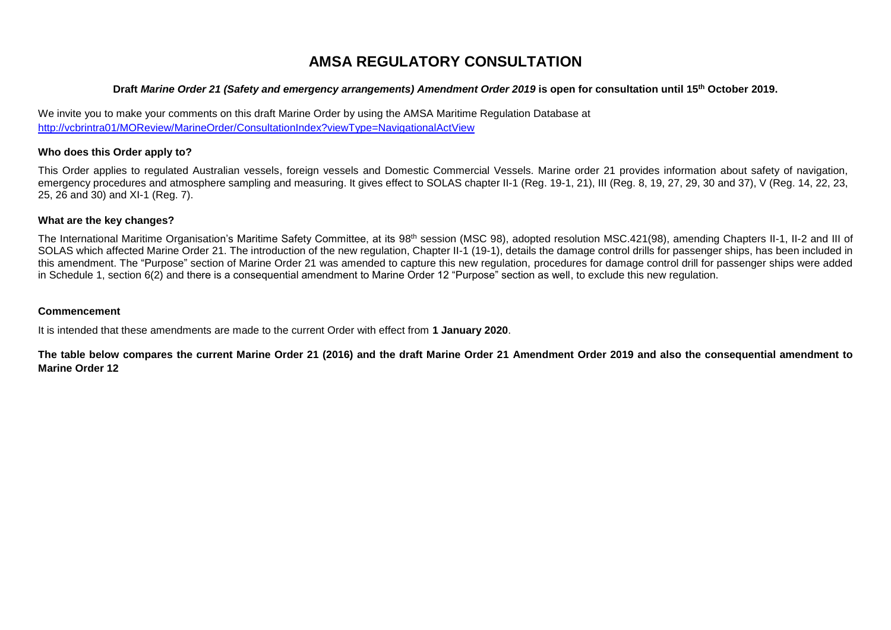# AMSA REGULATORY CONSULTATION

**Draft *Marine Order 21 (Safety and emergency arrangements) Amendment Order 2019* is open for consultation until 15th October 2019.**

We invite you to make your comments on this draft Marine Order by using the AMSA Maritime Regulation Database at
http://vcbrintra01/MOReview/MarineOrder/ConsultationIndex?viewType=NavigationalActView

### Who does this Order apply to?

This Order applies to regulated Australian vessels, foreign vessels and Domestic Commercial Vessels. Marine order 21 provides information about safety of navigation, emergency procedures and atmosphere sampling and measuring. It gives effect to SOLAS chapter II-1 (Reg. 19-1, 21), III (Reg. 8, 19, 27, 29, 30 and 37), V (Reg. 14, 22, 23, 25, 26 and 30) and XI-1 (Reg. 7).

### What are the key changes?

The International Maritime Organisation's Maritime Safety Committee, at its 98th session (MSC 98), adopted resolution MSC.421(98), amending Chapters II-1, II-2 and III of SOLAS which affected Marine Order 21. The introduction of the new regulation, Chapter II-1 (19-1), details the damage control drills for passenger ships, has been included in this amendment. The "Purpose" section of Marine Order 21 was amended to capture this new regulation, procedures for damage control drill for passenger ships were added in Schedule 1, section 6(2) and there is a consequential amendment to Marine Order 12 "Purpose" section as well, to exclude this new regulation.

### Commencement

It is intended that these amendments are made to the current Order with effect from **1 January 2020**.

**The table below compares the current Marine Order 21 (2016) and the draft Marine Order 21 Amendment Order 2019 and also the consequential amendment to Marine Order 12**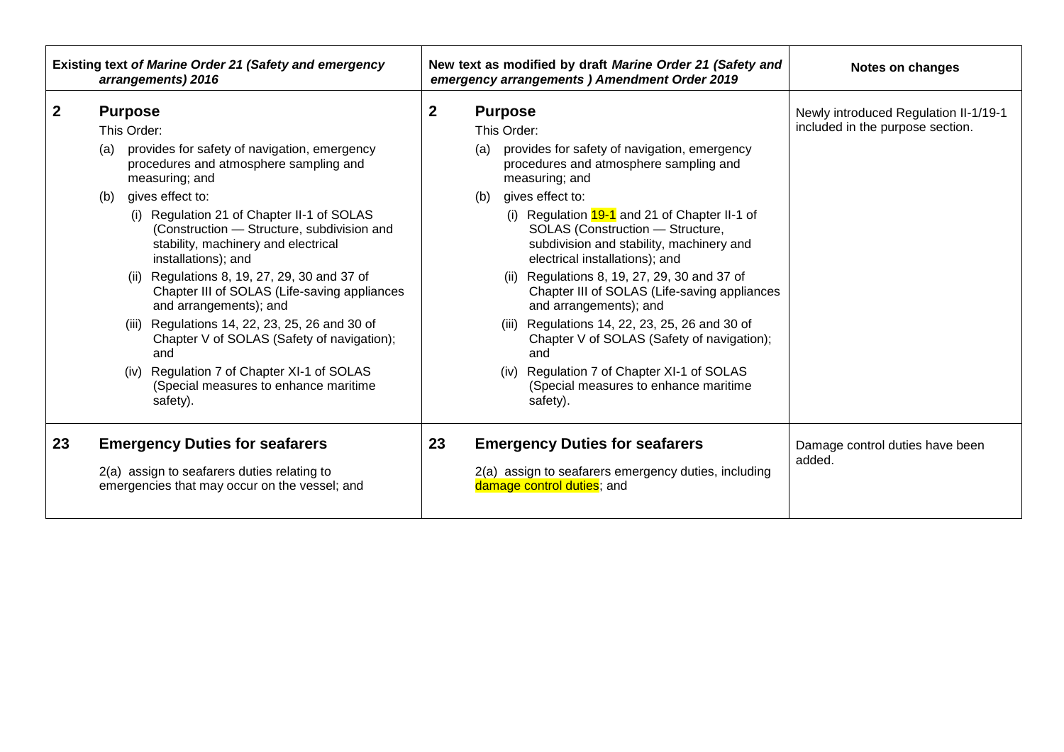| Existing text *of Marine Order 21 (Safety and emergency arrangements) 2016* | New text as modified by draft *Marine Order 21 (Safety and emergency arrangements ) Amendment Order 2019* | Notes on changes |
|---|---|---|
| **2 Purpose**<br>This Order:<br>(a) provides for safety of navigation, emergency procedures and atmosphere sampling and measuring; and<br>(b) gives effect to:<br>(i) Regulation 21 of Chapter II-1 of SOLAS (Construction — Structure, subdivision and stability, machinery and electrical installations); and<br>(ii) Regulations 8, 19, 27, 29, 30 and 37 of Chapter III of SOLAS (Life-saving appliances and arrangements); and<br>(iii) Regulations 14, 22, 23, 25, 26 and 30 of Chapter V of SOLAS (Safety of navigation); and<br>(iv) Regulation 7 of Chapter XI-1 of SOLAS (Special measures to enhance maritime safety). | **2 Purpose**<br>This Order:<br>(a) provides for safety of navigation, emergency procedures and atmosphere sampling and measuring; and<br>(b) gives effect to:<br>(i) Regulation 19-1 and 21 of Chapter II-1 of SOLAS (Construction — Structure, subdivision and stability, machinery and electrical installations); and<br>(ii) Regulations 8, 19, 27, 29, 30 and 37 of Chapter III of SOLAS (Life-saving appliances and arrangements); and<br>(iii) Regulations 14, 22, 23, 25, 26 and 30 of Chapter V of SOLAS (Safety of navigation); and<br>(iv) Regulation 7 of Chapter XI-1 of SOLAS (Special measures to enhance maritime safety). | Newly introduced Regulation II-1/19-1 included in the purpose section. |
| **23 Emergency Duties for seafarers**<br>2(a) assign to seafarers duties relating to emergencies that may occur on the vessel; and | **23 Emergency Duties for seafarers**<br>2(a) assign to seafarers emergency duties, including damage control duties; and | Damage control duties have been added. |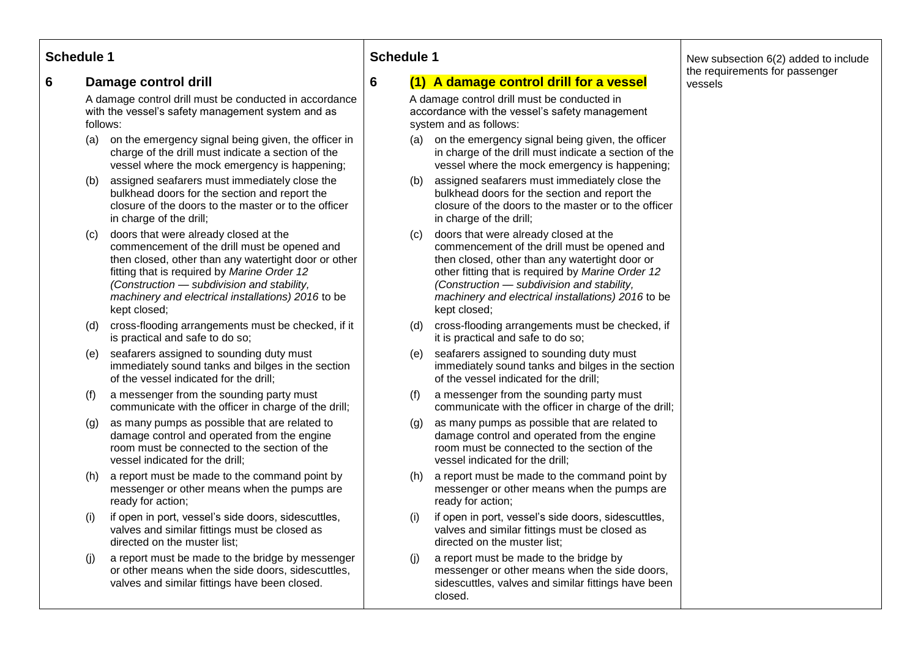| Schedule 1 | Schedule 1 | |
|---|---|---|
| **6 Damage control drill**<br><br>A damage control drill must be conducted in accordance with the vessel's safety management system and as follows:<br><br>(a) on the emergency signal being given, the officer in charge of the drill must indicate a section of the vessel where the mock emergency is happening;<br><br>(b) assigned seafarers must immediately close the bulkhead doors for the section and report the closure of the doors to the master or to the officer in charge of the drill;<br><br>(c) doors that were already closed at the commencement of the drill must be opened and then closed, other than any watertight door or other fitting that is required by *Marine Order 12 (Construction — subdivision and stability, machinery and electrical installations) 2016* to be kept closed;<br><br>(d) cross-flooding arrangements must be checked, if it is practical and safe to do so;<br><br>(e) seafarers assigned to sounding duty must immediately sound tanks and bilges in the section of the vessel indicated for the drill;<br><br>(f) a messenger from the sounding party must communicate with the officer in charge of the drill;<br><br>(g) as many pumps as possible that are related to damage control and operated from the engine room must be connected to the section of the vessel indicated for the drill;<br><br>(h) a report must be made to the command point by messenger or other means when the pumps are ready for action;<br><br>(i) if open in port, vessel's side doors, sidescuttles, valves and similar fittings must be closed as directed on the muster list;<br><br>(j) a report must be made to the bridge by messenger or other means when the side doors, sidescuttles, valves and similar fittings have been closed. | **6 (1) A damage control drill for a vessel**<br><br>A damage control drill must be conducted in accordance with the vessel's safety management system and as follows:<br><br>(a) on the emergency signal being given, the officer in charge of the drill must indicate a section of the vessel where the mock emergency is happening;<br><br>(b) assigned seafarers must immediately close the bulkhead doors for the section and report the closure of the doors to the master or to the officer in charge of the drill;<br><br>(c) doors that were already closed at the commencement of the drill must be opened and then closed, other than any watertight door or other fitting that is required by *Marine Order 12 (Construction — subdivision and stability, machinery and electrical installations) 2016* to be kept closed;<br><br>(d) cross-flooding arrangements must be checked, if it is practical and safe to do so;<br><br>(e) seafarers assigned to sounding duty must immediately sound tanks and bilges in the section of the vessel indicated for the drill;<br><br>(f) a messenger from the sounding party must communicate with the officer in charge of the drill;<br><br>(g) as many pumps as possible that are related to damage control and operated from the engine room must be connected to the section of the vessel indicated for the drill;<br><br>(h) a report must be made to the command point by messenger or other means when the pumps are ready for action;<br><br>(i) if open in port, vessel's side doors, sidescuttles, valves and similar fittings must be closed as directed on the muster list;<br><br>(j) a report must be made to the bridge by messenger or other means when the side doors, sidescuttles, valves and similar fittings have been closed. | New subsection 6(2) added to include the requirements for passenger vessels |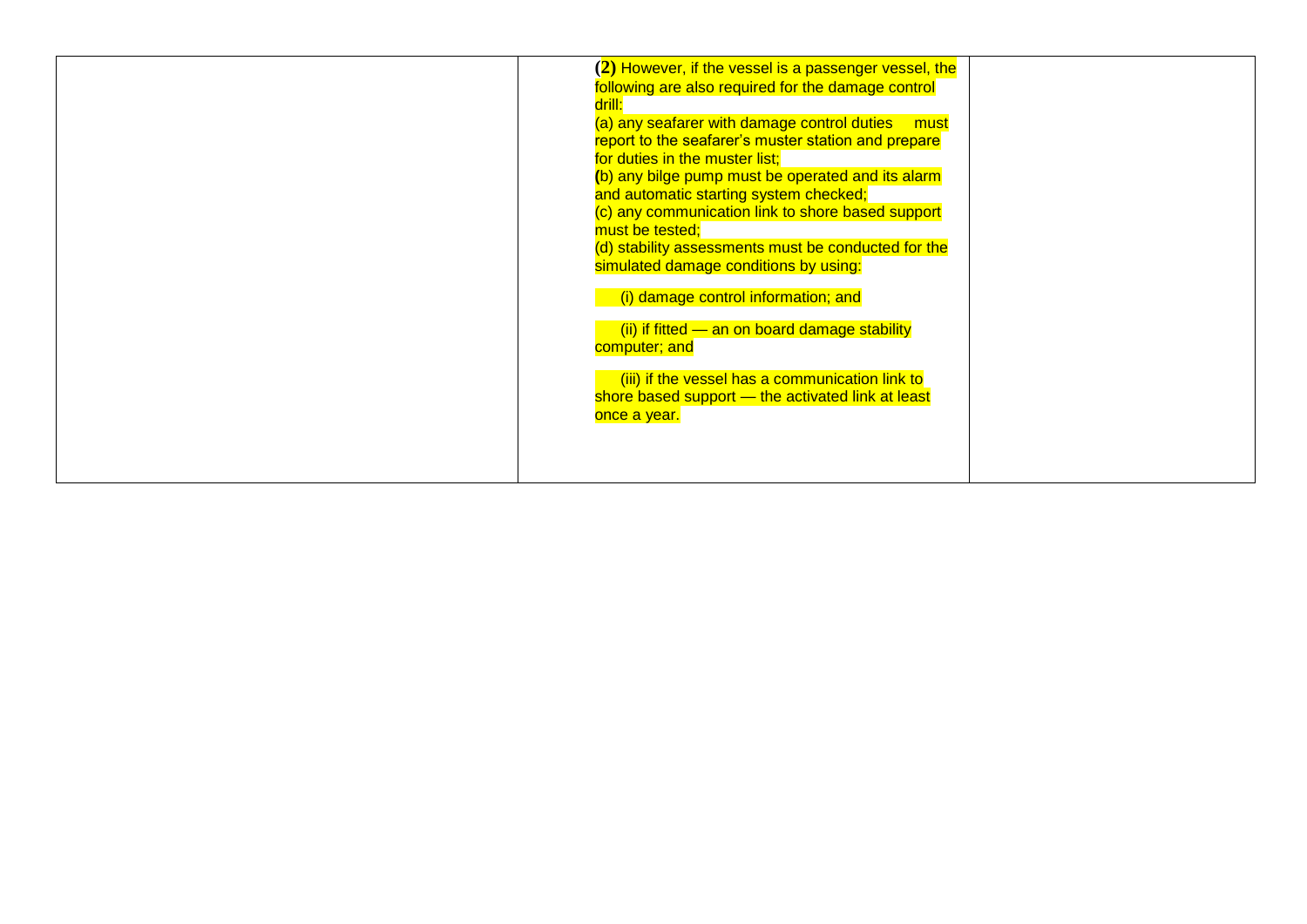|  | **(2)** However, if the vessel is a passenger vessel, the following are also required for the damage control drill:<br>(a) any seafarer with damage control duties must report to the seafarer's muster station and prepare for duties in the muster list;<br>(b) any bilge pump must be operated and its alarm and automatic starting system checked;<br>(c) any communication link to shore based support must be tested;<br>(d) stability assessments must be conducted for the simulated damage conditions by using:<br>(i) damage control information; and<br>(ii) if fitted — an on board damage stability computer; and<br>(iii) if the vessel has a communication link to shore based support — the activated link at least once a year. |  |
|---|---|---|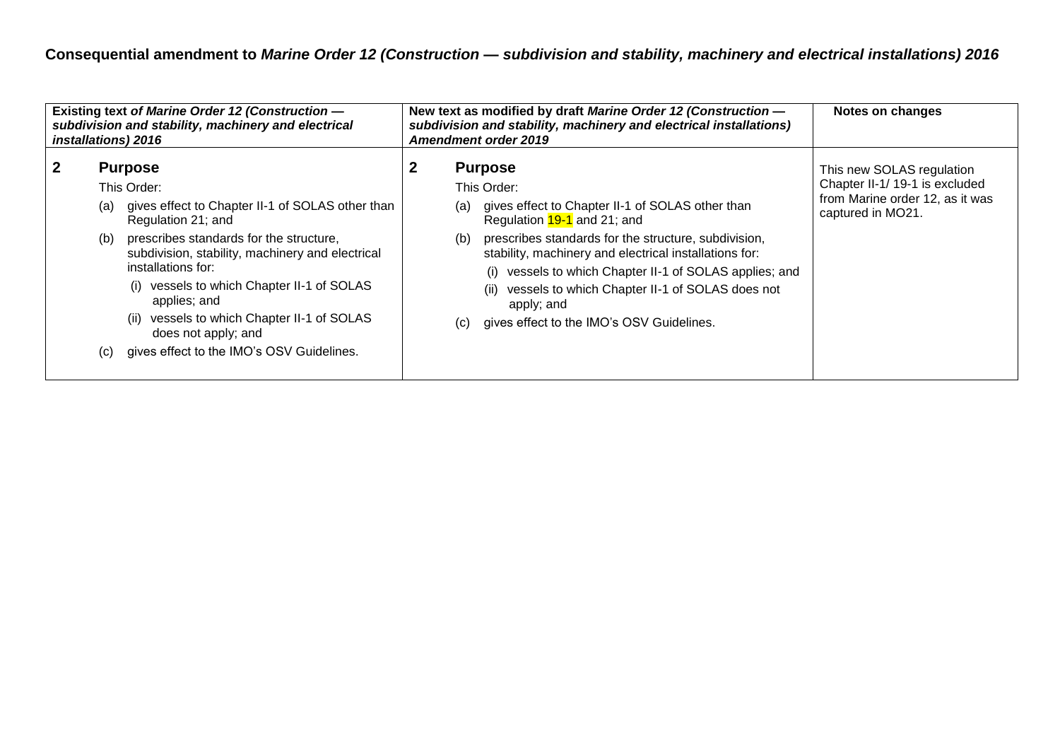## Consequential amendment to *Marine Order 12 (Construction — subdivision and stability, machinery and electrical installations) 2016*

| **Existing text *of Marine Order 12 (Construction — subdivision and stability, machinery and electrical installations) 2016*** | **New text as modified by draft *Marine Order 12 (Construction — subdivision and stability, machinery and electrical installations) Amendment order 2019*** | **Notes on changes** |
|---|---|---|
| **2 Purpose**<br>This Order:<br>(a) gives effect to Chapter II-1 of SOLAS other than Regulation 21; and<br>(b) prescribes standards for the structure, subdivision, stability, machinery and electrical installations for:<br>(i) vessels to which Chapter II-1 of SOLAS applies; and<br>(ii) vessels to which Chapter II-1 of SOLAS does not apply; and<br>(c) gives effect to the IMO's OSV Guidelines. | **2 Purpose**<br>This Order:<br>(a) gives effect to Chapter II-1 of SOLAS other than Regulation 19-1 and 21; and<br>(b) prescribes standards for the structure, subdivision, stability, machinery and electrical installations for:<br>(i) vessels to which Chapter II-1 of SOLAS applies; and<br>(ii) vessels to which Chapter II-1 of SOLAS does not apply; and<br>(c) gives effect to the IMO's OSV Guidelines. | This new SOLAS regulation Chapter II-1/ 19-1 is excluded from Marine order 12, as it was captured in MO21. |